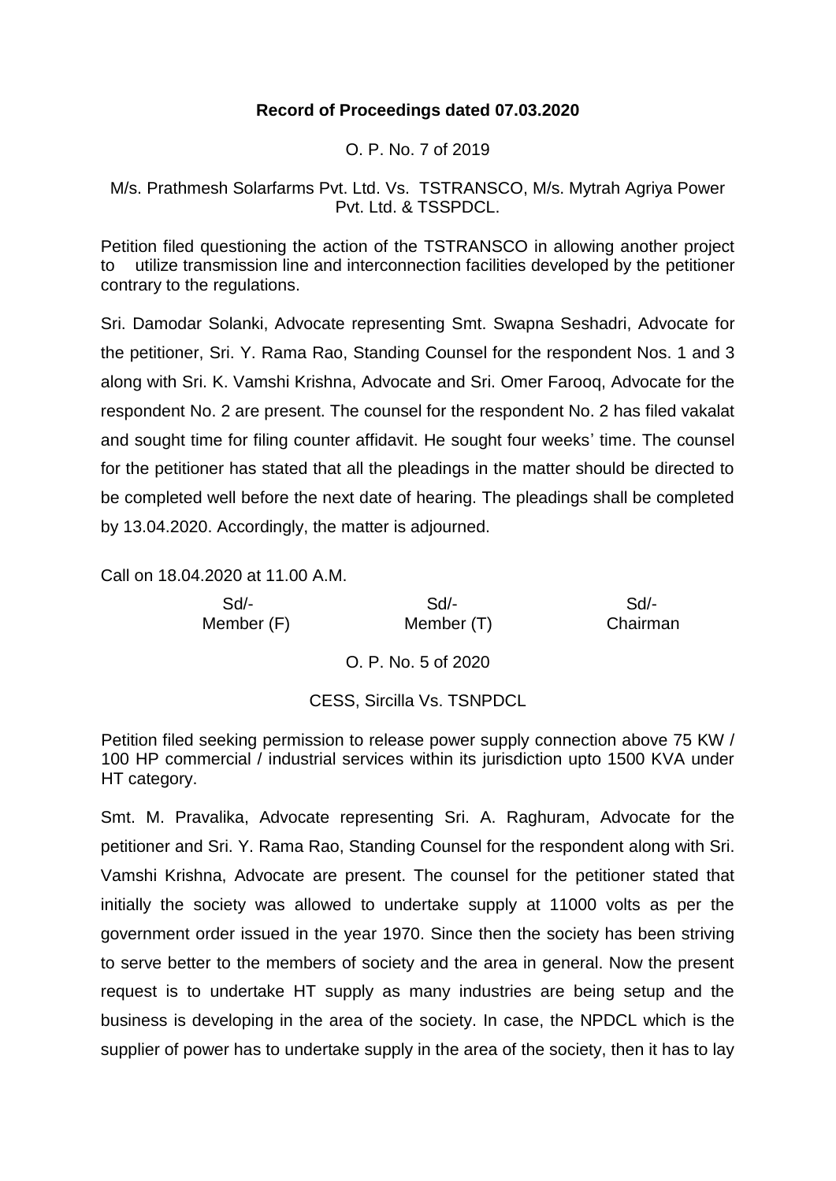**Record of Proceedings dated 07.03.2020**

O. P. No. 7 of 2019

M/s. Prathmesh Solarfarms Pvt. Ltd. Vs. TSTRANSCO, M/s. Mytrah Agriya Power Pvt. Ltd. & TSSPDCL.

Petition filed questioning the action of the TSTRANSCO in allowing another project to utilize transmission line and interconnection facilities developed by the petitioner contrary to the regulations.

Sri. Damodar Solanki, Advocate representing Smt. Swapna Seshadri, Advocate for the petitioner, Sri. Y. Rama Rao, Standing Counsel for the respondent Nos. 1 and 3 along with Sri. K. Vamshi Krishna, Advocate and Sri. Omer Farooq, Advocate for the respondent No. 2 are present. The counsel for the respondent No. 2 has filed vakalat and sought time for filing counter affidavit. He sought four weeks' time. The counsel for the petitioner has stated that all the pleadings in the matter should be directed to be completed well before the next date of hearing. The pleadings shall be completed by 13.04.2020. Accordingly, the matter is adjourned.

Call on 18.04.2020 at 11.00 A.M.

| Sd/- | Sd/- | Sd/- |
|---|---|---|
| Member (F) | Member (T) | Chairman |

O. P. No. 5 of 2020

CESS, Sircilla Vs. TSNPDCL

Petition filed seeking permission to release power supply connection above 75 KW / 100 HP commercial / industrial services within its jurisdiction upto 1500 KVA under HT category.

Smt. M. Pravalika, Advocate representing Sri. A. Raghuram, Advocate for the petitioner and Sri. Y. Rama Rao, Standing Counsel for the respondent along with Sri. Vamshi Krishna, Advocate are present. The counsel for the petitioner stated that initially the society was allowed to undertake supply at 11000 volts as per the government order issued in the year 1970. Since then the society has been striving to serve better to the members of society and the area in general. Now the present request is to undertake HT supply as many industries are being setup and the business is developing in the area of the society. In case, the NPDCL which is the supplier of power has to undertake supply in the area of the society, then it has to lay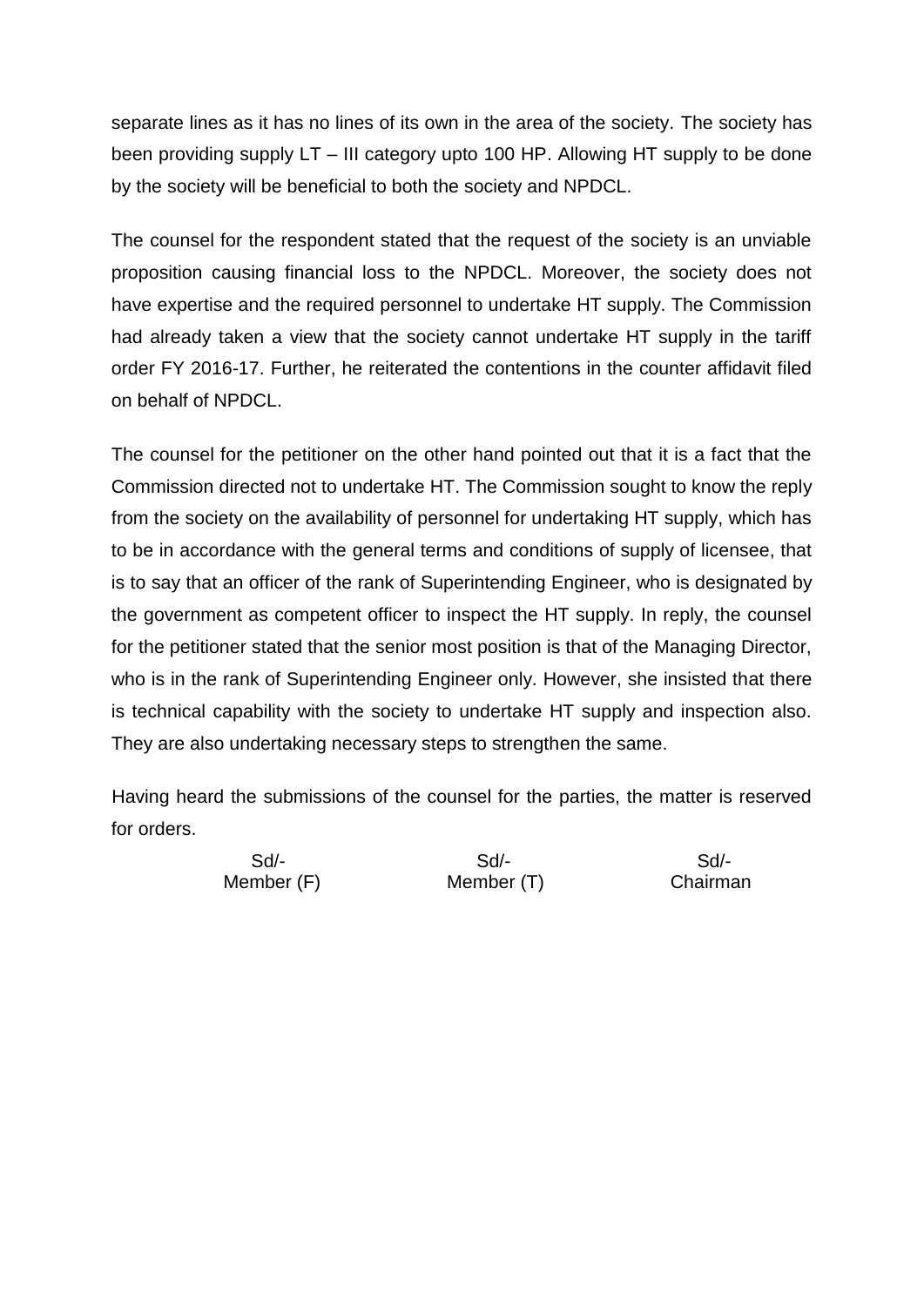separate lines as it has no lines of its own in the area of the society. The society has been providing supply LT – III category upto 100 HP. Allowing HT supply to be done by the society will be beneficial to both the society and NPDCL.

The counsel for the respondent stated that the request of the society is an unviable proposition causing financial loss to the NPDCL. Moreover, the society does not have expertise and the required personnel to undertake HT supply. The Commission had already taken a view that the society cannot undertake HT supply in the tariff order FY 2016-17. Further, he reiterated the contentions in the counter affidavit filed on behalf of NPDCL.

The counsel for the petitioner on the other hand pointed out that it is a fact that the Commission directed not to undertake HT. The Commission sought to know the reply from the society on the availability of personnel for undertaking HT supply, which has to be in accordance with the general terms and conditions of supply of licensee, that is to say that an officer of the rank of Superintending Engineer, who is designated by the government as competent officer to inspect the HT supply. In reply, the counsel for the petitioner stated that the senior most position is that of the Managing Director, who is in the rank of Superintending Engineer only. However, she insisted that there is technical capability with the society to undertake HT supply and inspection also. They are also undertaking necessary steps to strengthen the same.

Having heard the submissions of the counsel for the parties, the matter is reserved for orders.

| | | |
|---|---|---|
| Sd/- | Sd/- | Sd/- |
| Member (F) | Member (T) | Chairman |